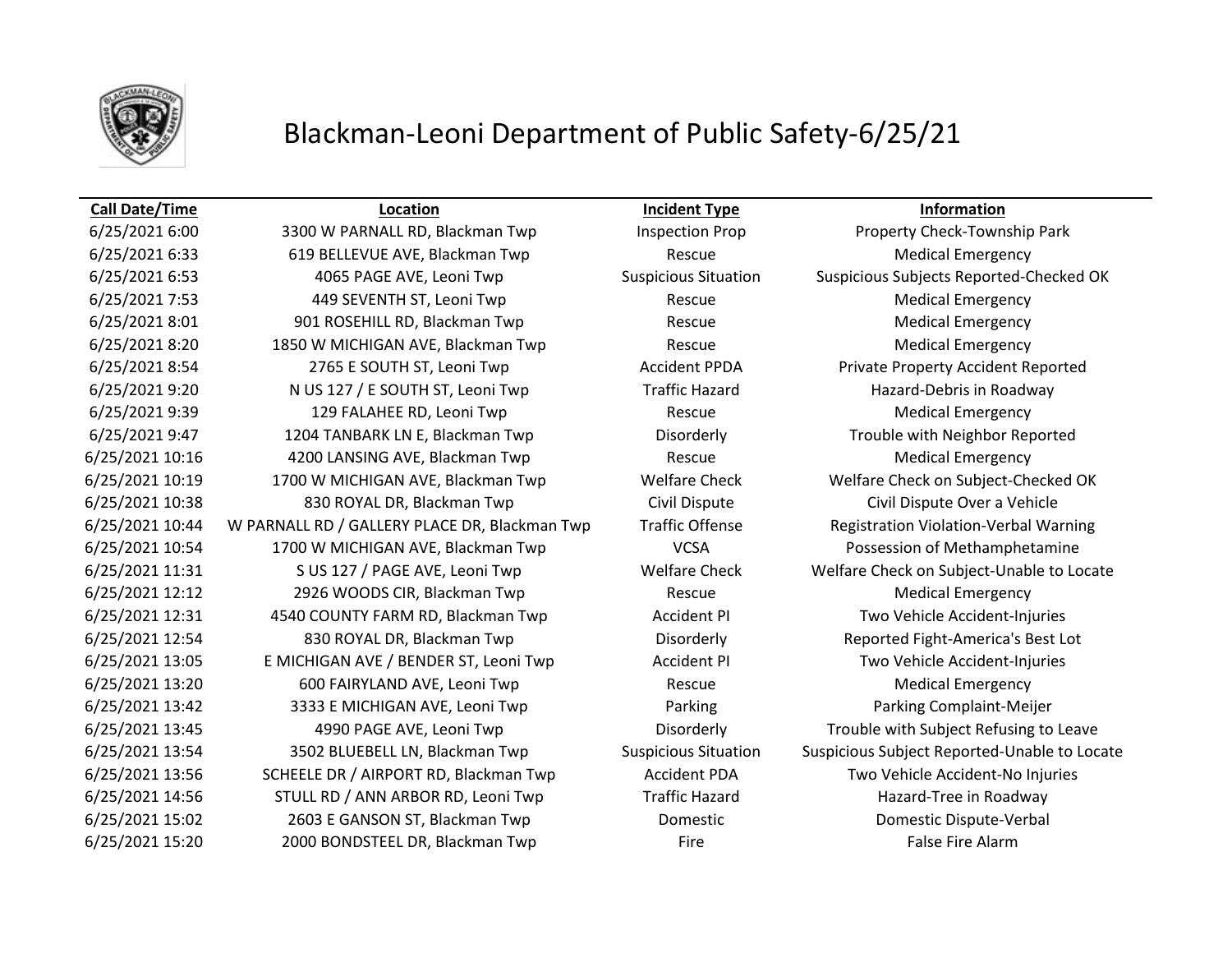# Blackman-Leoni Department of Public Safety-6/25/21

| Call Date/Time | Location | Incident Type | Information |
|---|---|---|---|
| 6/25/2021 6:00 | 3300 W PARNALL RD, Blackman Twp | Inspection Prop | Property Check-Township Park |
| 6/25/2021 6:33 | 619 BELLEVUE AVE, Blackman Twp | Rescue | Medical Emergency |
| 6/25/2021 6:53 | 4065 PAGE AVE, Leoni Twp | Suspicious Situation | Suspicious Subjects Reported-Checked OK |
| 6/25/2021 7:53 | 449 SEVENTH ST, Leoni Twp | Rescue | Medical Emergency |
| 6/25/2021 8:01 | 901 ROSEHILL RD, Blackman Twp | Rescue | Medical Emergency |
| 6/25/2021 8:20 | 1850 W MICHIGAN AVE, Blackman Twp | Rescue | Medical Emergency |
| 6/25/2021 8:54 | 2765 E SOUTH ST, Leoni Twp | Accident PPDA | Private Property Accident Reported |
| 6/25/2021 9:20 | N US 127 / E SOUTH ST, Leoni Twp | Traffic Hazard | Hazard-Debris in Roadway |
| 6/25/2021 9:39 | 129 FALAHEE RD, Leoni Twp | Rescue | Medical Emergency |
| 6/25/2021 9:47 | 1204 TANBARK LN E, Blackman Twp | Disorderly | Trouble with Neighbor Reported |
| 6/25/2021 10:16 | 4200 LANSING AVE, Blackman Twp | Rescue | Medical Emergency |
| 6/25/2021 10:19 | 1700 W MICHIGAN AVE, Blackman Twp | Welfare Check | Welfare Check on Subject-Checked OK |
| 6/25/2021 10:38 | 830 ROYAL DR, Blackman Twp | Civil Dispute | Civil Dispute Over a Vehicle |
| 6/25/2021 10:44 | W PARNALL RD / GALLERY PLACE DR, Blackman Twp | Traffic Offense | Registration Violation-Verbal Warning |
| 6/25/2021 10:54 | 1700 W MICHIGAN AVE, Blackman Twp | VCSA | Possession of Methamphetamine |
| 6/25/2021 11:31 | S US 127 / PAGE AVE, Leoni Twp | Welfare Check | Welfare Check on Subject-Unable to Locate |
| 6/25/2021 12:12 | 2926 WOODS CIR, Blackman Twp | Rescue | Medical Emergency |
| 6/25/2021 12:31 | 4540 COUNTY FARM RD, Blackman Twp | Accident PI | Two Vehicle Accident-Injuries |
| 6/25/2021 12:54 | 830 ROYAL DR, Blackman Twp | Disorderly | Reported Fight-America's Best Lot |
| 6/25/2021 13:05 | E MICHIGAN AVE / BENDER ST, Leoni Twp | Accident PI | Two Vehicle Accident-Injuries |
| 6/25/2021 13:20 | 600 FAIRYLAND AVE, Leoni Twp | Rescue | Medical Emergency |
| 6/25/2021 13:42 | 3333 E MICHIGAN AVE, Leoni Twp | Parking | Parking Complaint-Meijer |
| 6/25/2021 13:45 | 4990 PAGE AVE, Leoni Twp | Disorderly | Trouble with Subject Refusing to Leave |
| 6/25/2021 13:54 | 3502 BLUEBELL LN, Blackman Twp | Suspicious Situation | Suspicious Subject Reported-Unable to Locate |
| 6/25/2021 13:56 | SCHEELE DR / AIRPORT RD, Blackman Twp | Accident PDA | Two Vehicle Accident-No Injuries |
| 6/25/2021 14:56 | STULL RD / ANN ARBOR RD, Leoni Twp | Traffic Hazard | Hazard-Tree in Roadway |
| 6/25/2021 15:02 | 2603 E GANSON ST, Blackman Twp | Domestic | Domestic Dispute-Verbal |
| 6/25/2021 15:20 | 2000 BONDSTEEL DR, Blackman Twp | Fire | False Fire Alarm |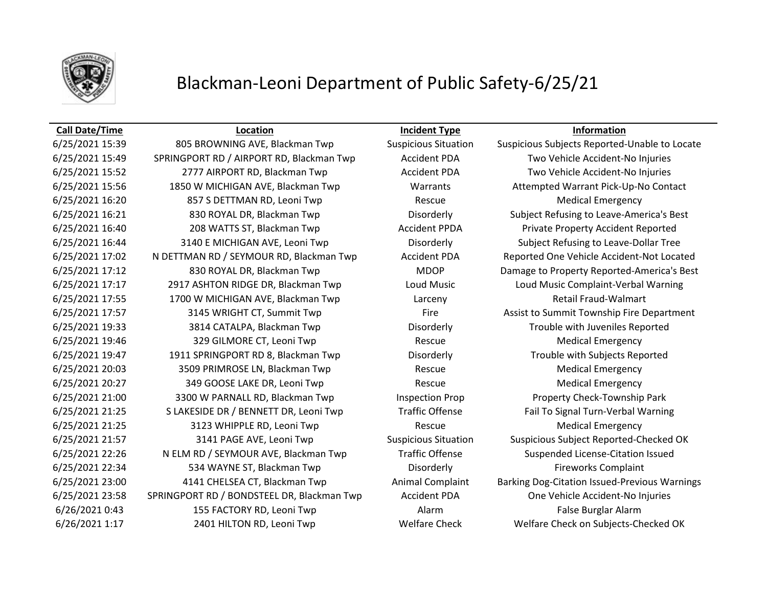# Blackman-Leoni Department of Public Safety-6/25/21

| Call Date/Time | Location | Incident Type | Information |
|---|---|---|---|
| 6/25/2021 15:39 | 805 BROWNING AVE, Blackman Twp | Suspicious Situation | Suspicious Subjects Reported-Unable to Locate |
| 6/25/2021 15:49 | SPRINGPORT RD / AIRPORT RD, Blackman Twp | Accident PDA | Two Vehicle Accident-No Injuries |
| 6/25/2021 15:52 | 2777 AIRPORT RD, Blackman Twp | Accident PDA | Two Vehicle Accident-No Injuries |
| 6/25/2021 15:56 | 1850 W MICHIGAN AVE, Blackman Twp | Warrants | Attempted Warrant Pick-Up-No Contact |
| 6/25/2021 16:20 | 857 S DETTMAN RD, Leoni Twp | Rescue | Medical Emergency |
| 6/25/2021 16:21 | 830 ROYAL DR, Blackman Twp | Disorderly | Subject Refusing to Leave-America's Best |
| 6/25/2021 16:40 | 208 WATTS ST, Blackman Twp | Accident PPDA | Private Property Accident Reported |
| 6/25/2021 16:44 | 3140 E MICHIGAN AVE, Leoni Twp | Disorderly | Subject Refusing to Leave-Dollar Tree |
| 6/25/2021 17:02 | N DETTMAN RD / SEYMOUR RD, Blackman Twp | Accident PDA | Reported One Vehicle Accident-Not Located |
| 6/25/2021 17:12 | 830 ROYAL DR, Blackman Twp | MDOP | Damage to Property Reported-America's Best |
| 6/25/2021 17:17 | 2917 ASHTON RIDGE DR, Blackman Twp | Loud Music | Loud Music Complaint-Verbal Warning |
| 6/25/2021 17:55 | 1700 W MICHIGAN AVE, Blackman Twp | Larceny | Retail Fraud-Walmart |
| 6/25/2021 17:57 | 3145 WRIGHT CT, Summit Twp | Fire | Assist to Summit Township Fire Department |
| 6/25/2021 19:33 | 3814 CATALPA, Blackman Twp | Disorderly | Trouble with Juveniles Reported |
| 6/25/2021 19:46 | 329 GILMORE CT, Leoni Twp | Rescue | Medical Emergency |
| 6/25/2021 19:47 | 1911 SPRINGPORT RD 8, Blackman Twp | Disorderly | Trouble with Subjects Reported |
| 6/25/2021 20:03 | 3509 PRIMROSE LN, Blackman Twp | Rescue | Medical Emergency |
| 6/25/2021 20:27 | 349 GOOSE LAKE DR, Leoni Twp | Rescue | Medical Emergency |
| 6/25/2021 21:00 | 3300 W PARNALL RD, Blackman Twp | Inspection Prop | Property Check-Township Park |
| 6/25/2021 21:25 | S LAKESIDE DR / BENNETT DR, Leoni Twp | Traffic Offense | Fail To Signal Turn-Verbal Warning |
| 6/25/2021 21:25 | 3123 WHIPPLE RD, Leoni Twp | Rescue | Medical Emergency |
| 6/25/2021 21:57 | 3141 PAGE AVE, Leoni Twp | Suspicious Situation | Suspicious Subject Reported-Checked OK |
| 6/25/2021 22:26 | N ELM RD / SEYMOUR AVE, Blackman Twp | Traffic Offense | Suspended License-Citation Issued |
| 6/25/2021 22:34 | 534 WAYNE ST, Blackman Twp | Disorderly | Fireworks Complaint |
| 6/25/2021 23:00 | 4141 CHELSEA CT, Blackman Twp | Animal Complaint | Barking Dog-Citation Issued-Previous Warnings |
| 6/25/2021 23:58 | SPRINGPORT RD / BONDSTEEL DR, Blackman Twp | Accident PDA | One Vehicle Accident-No Injuries |
| 6/26/2021 0:43 | 155 FACTORY RD, Leoni Twp | Alarm | False Burglar Alarm |
| 6/26/2021 1:17 | 2401 HILTON RD, Leoni Twp | Welfare Check | Welfare Check on Subjects-Checked OK |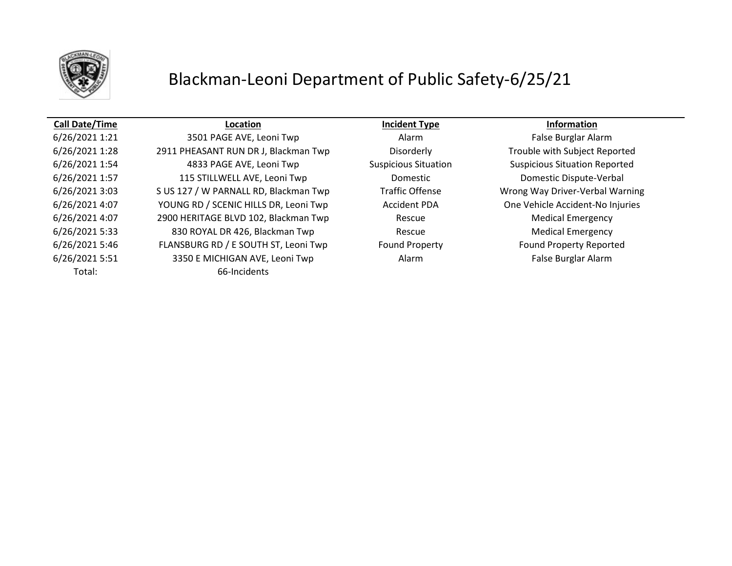# Blackman-Leoni Department of Public Safety-6/25/21

| Call Date/Time | Location | Incident Type | Information |
|---|---|---|---|
| 6/26/2021 1:21 | 3501 PAGE AVE, Leoni Twp | Alarm | False Burglar Alarm |
| 6/26/2021 1:28 | 2911 PHEASANT RUN DR J, Blackman Twp | Disorderly | Trouble with Subject Reported |
| 6/26/2021 1:54 | 4833 PAGE AVE, Leoni Twp | Suspicious Situation | Suspicious Situation Reported |
| 6/26/2021 1:57 | 115 STILLWELL AVE, Leoni Twp | Domestic | Domestic Dispute-Verbal |
| 6/26/2021 3:03 | S US 127 / W PARNALL RD, Blackman Twp | Traffic Offense | Wrong Way Driver-Verbal Warning |
| 6/26/2021 4:07 | YOUNG RD / SCENIC HILLS DR, Leoni Twp | Accident PDA | One Vehicle Accident-No Injuries |
| 6/26/2021 4:07 | 2900 HERITAGE BLVD 102, Blackman Twp | Rescue | Medical Emergency |
| 6/26/2021 5:33 | 830 ROYAL DR 426, Blackman Twp | Rescue | Medical Emergency |
| 6/26/2021 5:46 | FLANSBURG RD / E SOUTH ST, Leoni Twp | Found Property | Found Property Reported |
| 6/26/2021 5:51 | 3350 E MICHIGAN AVE, Leoni Twp | Alarm | False Burglar Alarm |
| Total: | 66-Incidents | | |